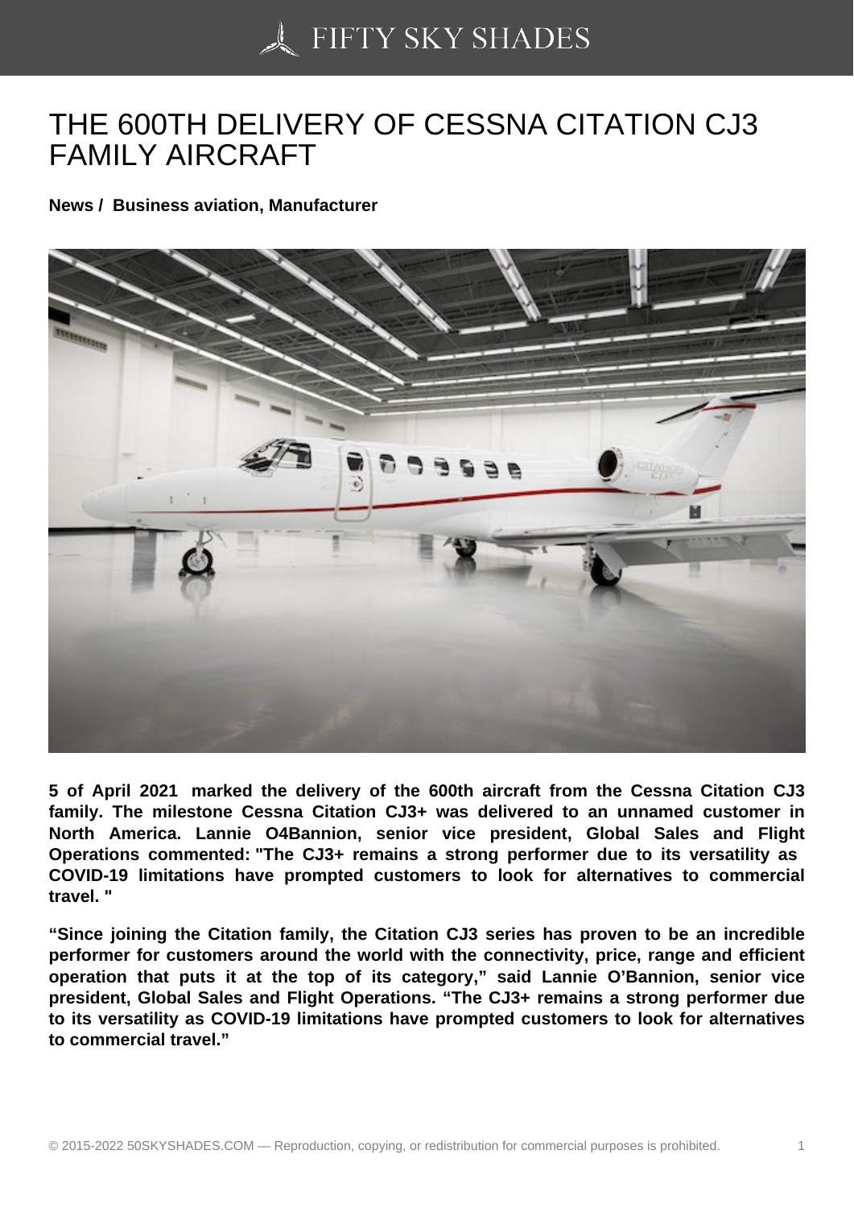# THE 600TH DELIVERY OF CESSNA CITATION CJ3 FAMILY AIRCRAFT

**News / Business aviation, Manufacturer**

**5 of April 2021 marked the delivery of the 600th aircraft from the Cessna Citation CJ3 family. The milestone Cessna Citation CJ3+ was delivered to an unnamed customer in North America. Lannie O4Bannion, senior vice president, Global Sales and Flight Operations commented: "The CJ3+ remains a strong performer due to its versatility as COVID-19 limitations have prompted customers to look for alternatives to commercial travel. "**

**“Since joining the Citation family, the Citation CJ3 series has proven to be an incredible performer for customers around the world with the connectivity, price, range and efficient operation that puts it at the top of its category,” said Lannie O’Bannion, senior vice president, Global Sales and Flight Operations. “The CJ3+ remains a strong performer due to its versatility as COVID-19 limitations have prompted customers to look for alternatives to commercial travel.”**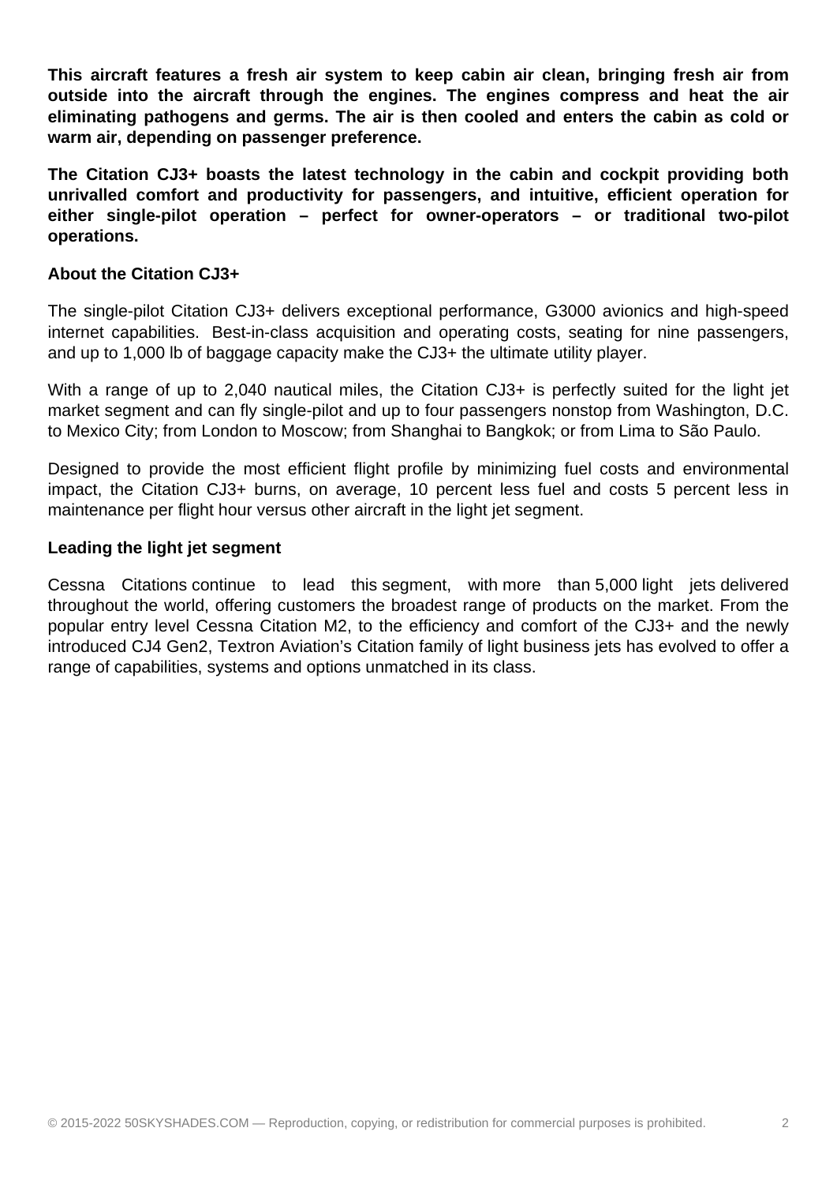**This aircraft features a fresh air system to keep cabin air clean, bringing fresh air from outside into the aircraft through the engines. The engines compress and heat the air eliminating pathogens and germs. The air is then cooled and enters the cabin as cold or warm air, depending on passenger preference.**

**The Citation CJ3+ boasts the latest technology in the cabin and cockpit providing both unrivalled comfort and productivity for passengers, and intuitive, efficient operation for either single-pilot operation – perfect for owner-operators – or traditional two-pilot operations.**

**About the Citation CJ3+**

The single-pilot Citation CJ3+ delivers exceptional performance, G3000 avionics and high-speed internet capabilities. Best-in-class acquisition and operating costs, seating for nine passengers, and up to 1,000 lb of baggage capacity make the CJ3+ the ultimate utility player.

With a range of up to 2,040 nautical miles, the Citation CJ3+ is perfectly suited for the light jet market segment and can fly single-pilot and up to four passengers nonstop from Washington, D.C. to Mexico City; from London to Moscow; from Shanghai to Bangkok; or from Lima to São Paulo.

Designed to provide the most efficient flight profile by minimizing fuel costs and environmental impact, the Citation CJ3+ burns, on average, 10 percent less fuel and costs 5 percent less in maintenance per flight hour versus other aircraft in the light jet segment.

**Leading the light jet segment**

Cessna Citations continue to lead this segment, with more than 5,000 light jets delivered throughout the world, offering customers the broadest range of products on the market. From the popular entry level Cessna Citation M2, to the efficiency and comfort of the CJ3+ and the newly introduced CJ4 Gen2, Textron Aviation's Citation family of light business jets has evolved to offer a range of capabilities, systems and options unmatched in its class.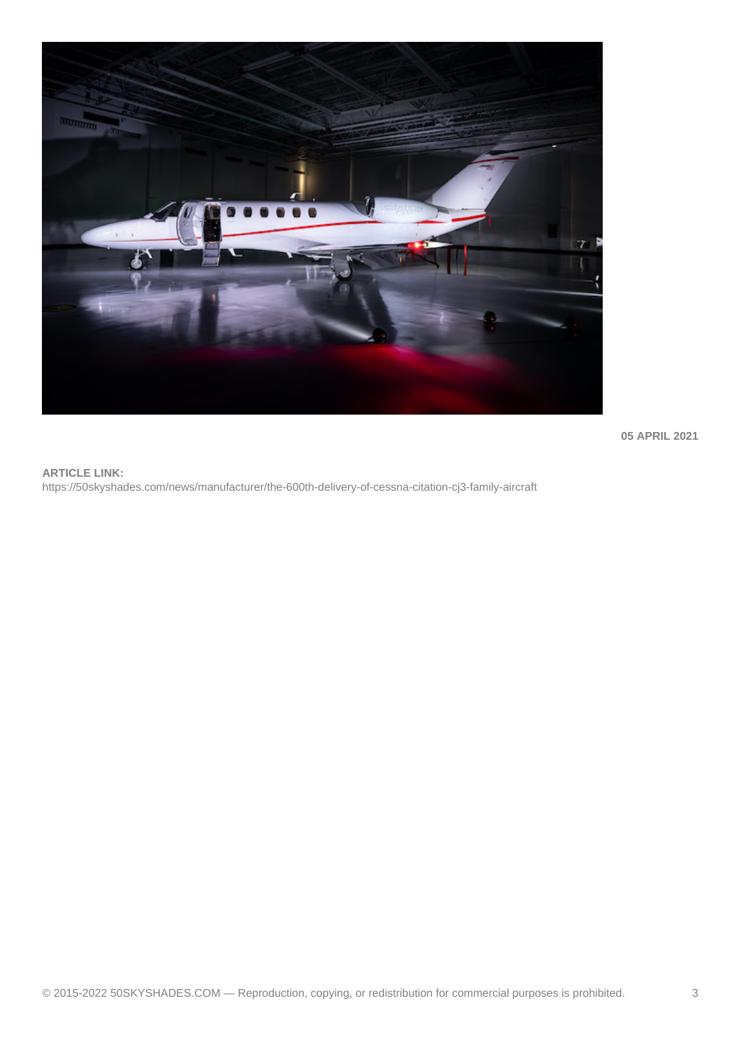05 APRIL 2021

**ARTICLE LINK:**
https://50skyshades.com/news/manufacturer/the-600th-delivery-of-cessna-citation-cj3-family-aircraft

© 2015-2022 50SKYSHADES.COM — Reproduction, copying, or redistribution for commercial purposes is prohibited.